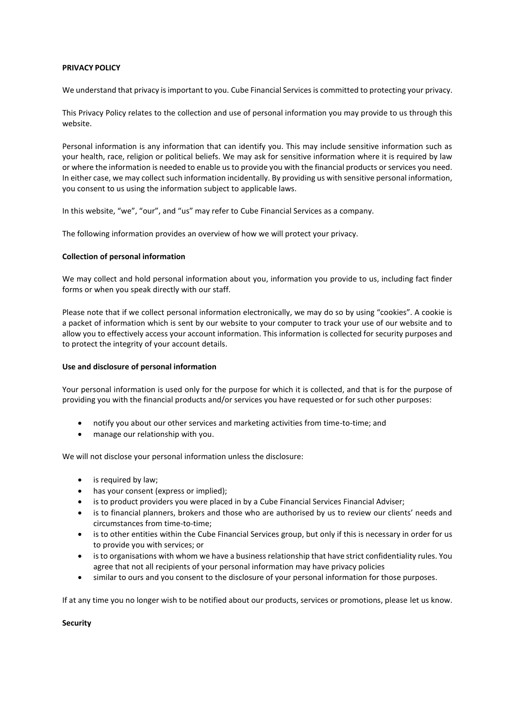**PRIVACY POLICY**

We understand that privacy is important to you. Cube Financial Services is committed to protecting your privacy.

This Privacy Policy relates to the collection and use of personal information you may provide to us through this website.

Personal information is any information that can identify you. This may include sensitive information such as your health, race, religion or political beliefs. We may ask for sensitive information where it is required by law or where the information is needed to enable us to provide you with the financial products or services you need. In either case, we may collect such information incidentally. By providing us with sensitive personal information, you consent to us using the information subject to applicable laws.

In this website, "we", "our", and "us" may refer to Cube Financial Services as a company.

The following information provides an overview of how we will protect your privacy.

**Collection of personal information**

We may collect and hold personal information about you, information you provide to us, including fact finder forms or when you speak directly with our staff.

Please note that if we collect personal information electronically, we may do so by using "cookies". A cookie is a packet of information which is sent by our website to your computer to track your use of our website and to allow you to effectively access your account information. This information is collected for security purposes and to protect the integrity of your account details.

**Use and disclosure of personal information**

Your personal information is used only for the purpose for which it is collected, and that is for the purpose of providing you with the financial products and/or services you have requested or for such other purposes:

- notify you about our other services and marketing activities from time-to-time; and
- manage our relationship with you.

We will not disclose your personal information unless the disclosure:

- is required by law;
- has your consent (express or implied);
- is to product providers you were placed in by a Cube Financial Services Financial Adviser;
- is to financial planners, brokers and those who are authorised by us to review our clients' needs and circumstances from time-to-time;
- is to other entities within the Cube Financial Services group, but only if this is necessary in order for us to provide you with services; or
- is to organisations with whom we have a business relationship that have strict confidentiality rules. You agree that not all recipients of your personal information may have privacy policies
- similar to ours and you consent to the disclosure of your personal information for those purposes.

If at any time you no longer wish to be notified about our products, services or promotions, please let us know.

**Security**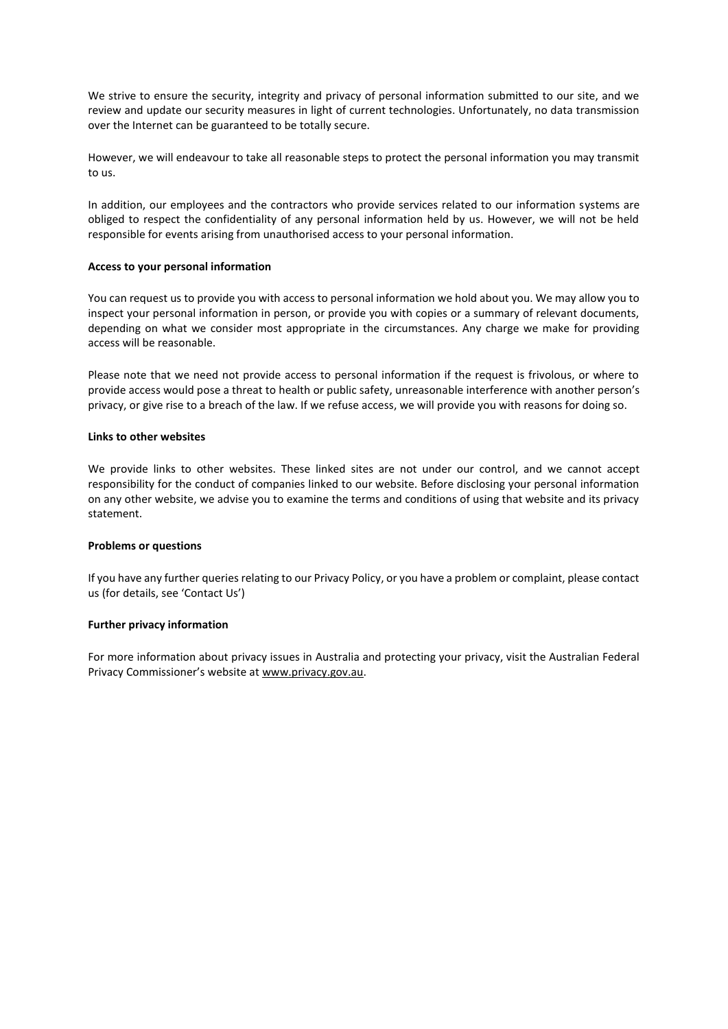We strive to ensure the security, integrity and privacy of personal information submitted to our site, and we review and update our security measures in light of current technologies. Unfortunately, no data transmission over the Internet can be guaranteed to be totally secure.

However, we will endeavour to take all reasonable steps to protect the personal information you may transmit to us.

In addition, our employees and the contractors who provide services related to our information systems are obliged to respect the confidentiality of any personal information held by us. However, we will not be held responsible for events arising from unauthorised access to your personal information.

**Access to your personal information**

You can request us to provide you with access to personal information we hold about you. We may allow you to inspect your personal information in person, or provide you with copies or a summary of relevant documents, depending on what we consider most appropriate in the circumstances. Any charge we make for providing access will be reasonable.

Please note that we need not provide access to personal information if the request is frivolous, or where to provide access would pose a threat to health or public safety, unreasonable interference with another person's privacy, or give rise to a breach of the law. If we refuse access, we will provide you with reasons for doing so.

**Links to other websites**

We provide links to other websites. These linked sites are not under our control, and we cannot accept responsibility for the conduct of companies linked to our website. Before disclosing your personal information on any other website, we advise you to examine the terms and conditions of using that website and its privacy statement.

**Problems or questions**

If you have any further queries relating to our Privacy Policy, or you have a problem or complaint, please contact us (for details, see 'Contact Us')

**Further privacy information**

For more information about privacy issues in Australia and protecting your privacy, visit the Australian Federal Privacy Commissioner's website at www.privacy.gov.au.